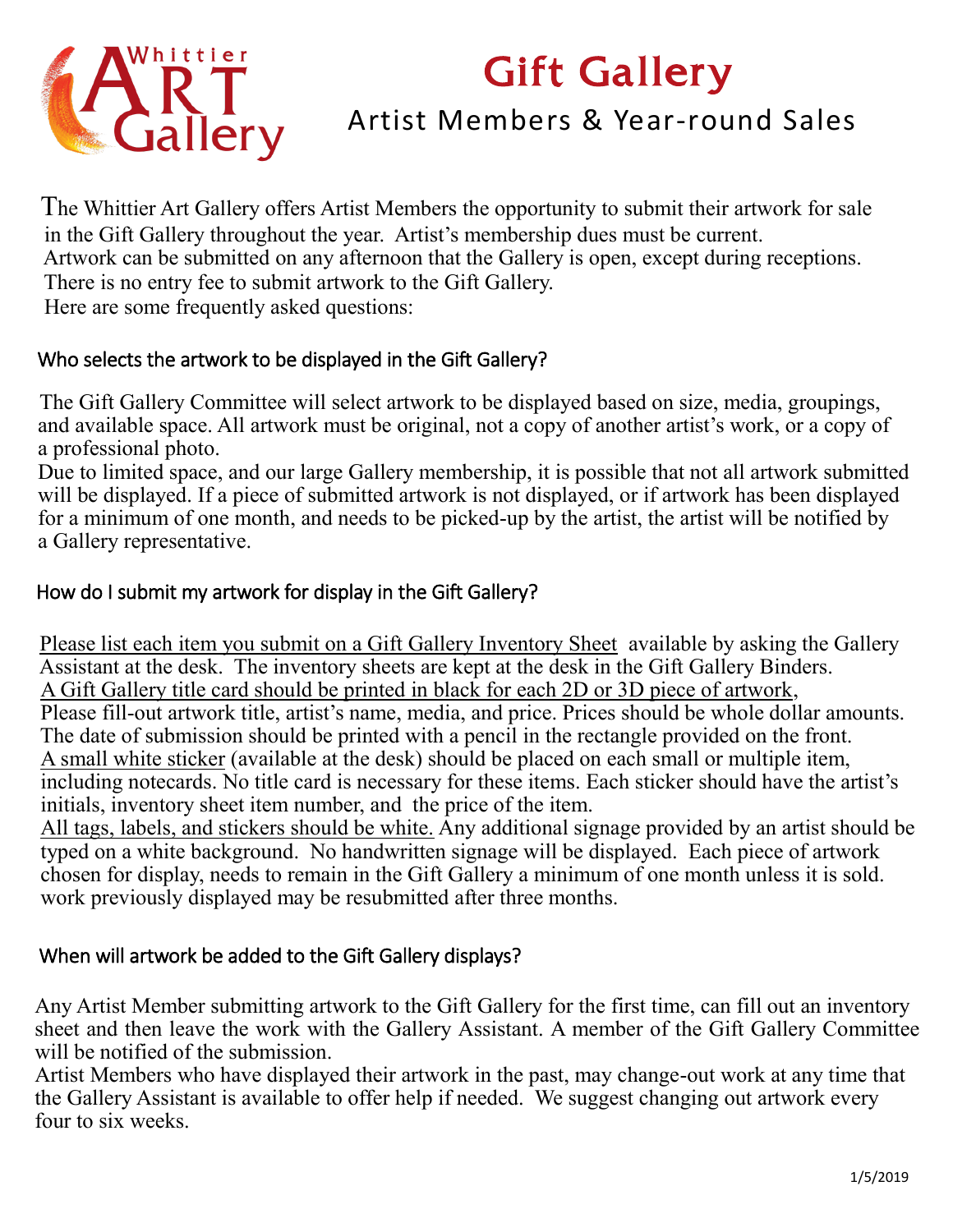Whittier ART Gallery

# Gift Gallery

## Artist Members & Year-round Sales

The Whittier Art Gallery offers Artist Members the opportunity to submit their artwork for sale in the Gift Gallery throughout the year. Artist's membership dues must be current.
Artwork can be submitted on any afternoon that the Gallery is open, except during receptions.
There is no entry fee to submit artwork to the Gift Gallery.
Here are some frequently asked questions:

### Who selects the artwork to be displayed in the Gift Gallery?

The Gift Gallery Committee will select artwork to be displayed based on size, media, groupings, and available space. All artwork must be original, not a copy of another artist's work, or a copy of a professional photo.
Due to limited space, and our large Gallery membership, it is possible that not all artwork submitted will be displayed. If a piece of submitted artwork is not displayed, or if artwork has been displayed for a minimum of one month, and needs to be picked-up by the artist, the artist will be notified by a Gallery representative.

### How do I submit my artwork for display in the Gift Gallery?

<u>Please list each item you submit on a Gift Gallery Inventory Sheet</u> available by asking the Gallery Assistant at the desk. The inventory sheets are kept at the desk in the Gift Gallery Binders.
<u>A Gift Gallery title card should be printed in black for each 2D or 3D piece of artwork</u>,
Please fill-out artwork title, artist's name, media, and price. Prices should be whole dollar amounts. The date of submission should be printed with a pencil in the rectangle provided on the front.
<u>A small white sticker</u> (available at the desk) should be placed on each small or multiple item, including notecards. No title card is necessary for these items. Each sticker should have the artist's initials, inventory sheet item number, and the price of the item.
<u>All tags, labels, and stickers should be white.</u> Any additional signage provided by an artist should be typed on a white background. No handwritten signage will be displayed. Each piece of artwork chosen for display, needs to remain in the Gift Gallery a minimum of one month unless it is sold. work previously displayed may be resubmitted after three months.

### When will artwork be added to the Gift Gallery displays?

Any Artist Member submitting artwork to the Gift Gallery for the first time, can fill out an inventory sheet and then leave the work with the Gallery Assistant. A member of the Gift Gallery Committee will be notified of the submission.
Artist Members who have displayed their artwork in the past, may change-out work at any time that the Gallery Assistant is available to offer help if needed. We suggest changing out artwork every four to six weeks.

1/5/2019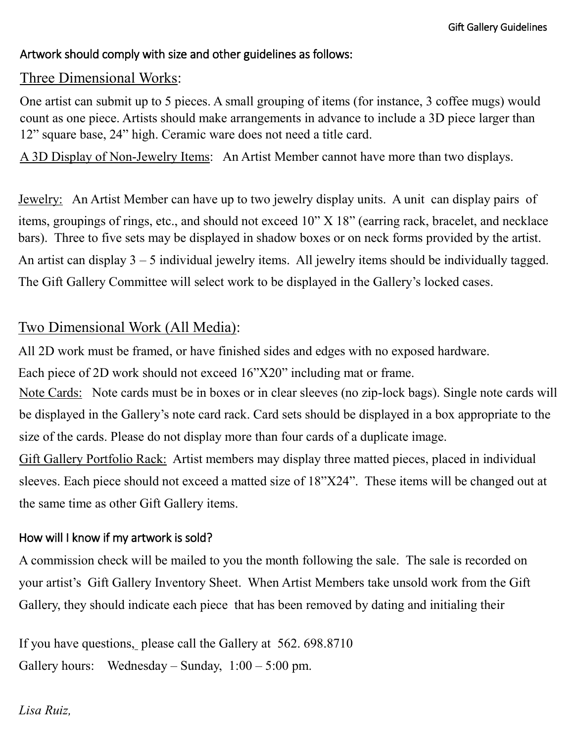Artwork should comply with size and other guidelines as follows:

## Three Dimensional Works:

One artist can submit up to 5 pieces. A small grouping of items (for instance, 3 coffee mugs) would count as one piece. Artists should make arrangements in advance to include a 3D piece larger than 12" square base, 24" high. Ceramic ware does not need a title card.

A 3D Display of Non-Jewelry Items: An Artist Member cannot have more than two displays.

Jewelry: An Artist Member can have up to two jewelry display units. A unit can display pairs of items, groupings of rings, etc., and should not exceed 10" X 18" (earring rack, bracelet, and necklace bars). Three to five sets may be displayed in shadow boxes or on neck forms provided by the artist. An artist can display 3 – 5 individual jewelry items. All jewelry items should be individually tagged. The Gift Gallery Committee will select work to be displayed in the Gallery's locked cases.

## Two Dimensional Work (All Media):

All 2D work must be framed, or have finished sides and edges with no exposed hardware.

Each piece of 2D work should not exceed 16"X20" including mat or frame.

Note Cards: Note cards must be in boxes or in clear sleeves (no zip-lock bags). Single note cards will be displayed in the Gallery's note card rack. Card sets should be displayed in a box appropriate to the size of the cards. Please do not display more than four cards of a duplicate image.

Gift Gallery Portfolio Rack: Artist members may display three matted pieces, placed in individual sleeves. Each piece should not exceed a matted size of 18"X24". These items will be changed out at the same time as other Gift Gallery items.

### How will I know if my artwork is sold?

A commission check will be mailed to you the month following the sale. The sale is recorded on your artist's Gift Gallery Inventory Sheet. When Artist Members take unsold work from the Gift Gallery, they should indicate each piece that has been removed by dating and initialing their

If you have questions, please call the Gallery at 562. 698.8710

Gallery hours: Wednesday – Sunday, 1:00 – 5:00 pm.

*Lisa Ruiz,*